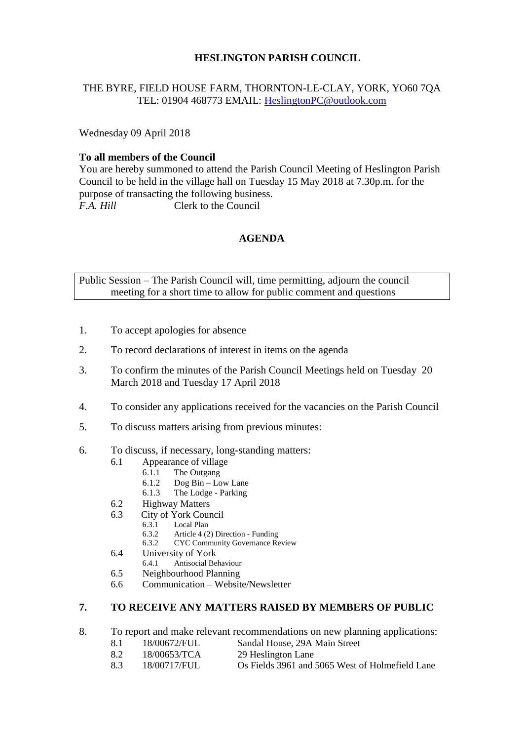**HESLINGTON PARISH COUNCIL**

THE BYRE, FIELD HOUSE FARM, THORNTON-LE-CLAY, YORK, YO60 7QA
TEL: 01904 468773 EMAIL: HeslingtonPC@outlook.com

Wednesday 09 April 2018

**To all members of the Council**
You are hereby summoned to attend the Parish Council Meeting of Heslington Parish Council to be held in the village hall on Tuesday 15 May 2018 at 7.30p.m. for the purpose of transacting the following business.
*F.A. Hill* Clerk to the Council

**AGENDA**

Public Session – The Parish Council will, time permitting, adjourn the council meeting for a short time to allow for public comment and questions

1. To accept apologies for absence
2. To record declarations of interest in items on the agenda
3. To confirm the minutes of the Parish Council Meetings held on Tuesday 20 March 2018 and Tuesday 17 April 2018
4. To consider any applications received for the vacancies on the Parish Council
5. To discuss matters arising from previous minutes:
6. To discuss, if necessary, long-standing matters:
   - 6.1 Appearance of village
     - 6.1.1 The Outgang
     - 6.1.2 Dog Bin – Low Lane
     - 6.1.3 The Lodge - Parking
   - 6.2 Highway Matters
   - 6.3 City of York Council
     - 6.3.1 Local Plan
     - 6.3.2 Article 4 (2) Direction - Funding
     - 6.3.2 CYC Community Governance Review
   - 6.4 University of York
     - 6.4.1 Antisocial Behaviour
   - 6.5 Neighbourhood Planning
   - 6.6 Communication – Website/Newsletter

**7. TO RECEIVE ANY MATTERS RAISED BY MEMBERS OF PUBLIC**

8. To report and make relevant recommendations on new planning applications:
   - 8.1 18/00672/FUL Sandal House, 29A Main Street
   - 8.2 18/00653/TCA 29 Heslington Lane
   - 8.3 18/00717/FUL Os Fields 3961 and 5065 West of Holmefield Lane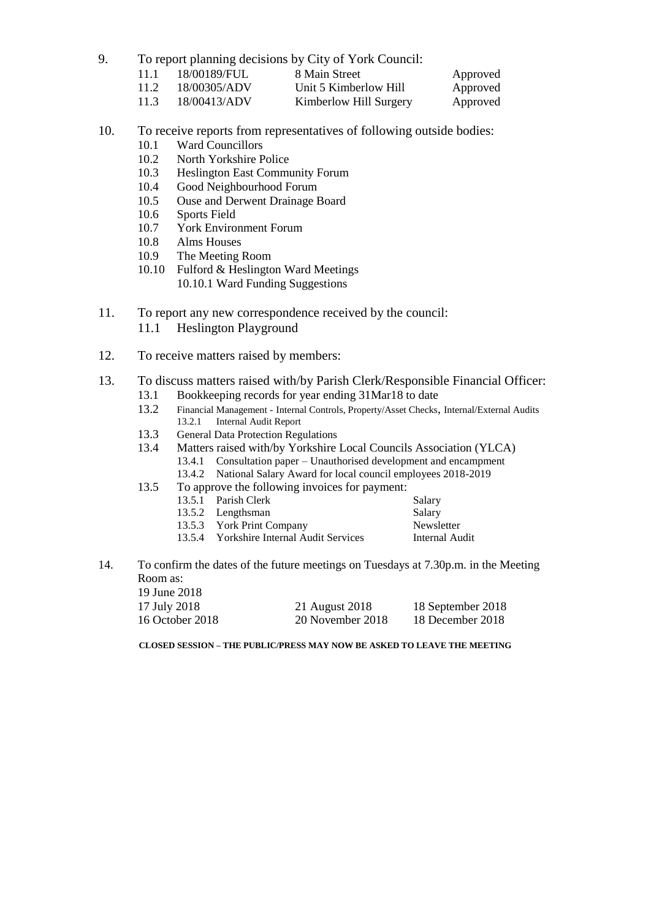9. To report planning decisions by City of York Council:

| | | | |
|---|---|---|---|
| 11.1 | 18/00189/FUL | 8 Main Street | Approved |
| 11.2 | 18/00305/ADV | Unit 5 Kimberlow Hill | Approved |
| 11.3 | 18/00413/ADV | Kimberlow Hill Surgery | Approved |

10. To receive reports from representatives of following outside bodies:
    - 10.1 Ward Councillors
    - 10.2 North Yorkshire Police
    - 10.3 Heslington East Community Forum
    - 10.4 Good Neighbourhood Forum
    - 10.5 Ouse and Derwent Drainage Board
    - 10.6 Sports Field
    - 10.7 York Environment Forum
    - 10.8 Alms Houses
    - 10.9 The Meeting Room
    - 10.10 Fulford & Heslington Ward Meetings
        - 10.10.1 Ward Funding Suggestions

11. To report any new correspondence received by the council:
    - 11.1 Heslington Playground

12. To receive matters raised by members:

13. To discuss matters raised with/by Parish Clerk/Responsible Financial Officer:
    - 13.1 Bookkeeping records for year ending 31Mar18 to date
    - 13.2 Financial Management - Internal Controls, Property/Asset Checks, Internal/External Audits
        - 13.2.1 Internal Audit Report
    - 13.3 General Data Protection Regulations
    - 13.4 Matters raised with/by Yorkshire Local Councils Association (YLCA)
        - 13.4.1 Consultation paper – Unauthorised development and encampment
        - 13.4.2 National Salary Award for local council employees 2018-2019
    - 13.5 To approve the following invoices for payment:

| | | |
|---|---|---|
| 13.5.1 | Parish Clerk | Salary |
| 13.5.2 | Lengthsman | Salary |
| 13.5.3 | York Print Company | Newsletter |
| 13.5.4 | Yorkshire Internal Audit Services | Internal Audit |

14. To confirm the dates of the future meetings on Tuesdays at 7.30p.m. in the Meeting Room as:

| | | |
|---|---|---|
| 19 June 2018 | | |
| 17 July 2018 | 21 August 2018 | 18 September 2018 |
| 16 October 2018 | 20 November 2018 | 18 December 2018 |

**CLOSED SESSION – THE PUBLIC/PRESS MAY NOW BE ASKED TO LEAVE THE MEETING**